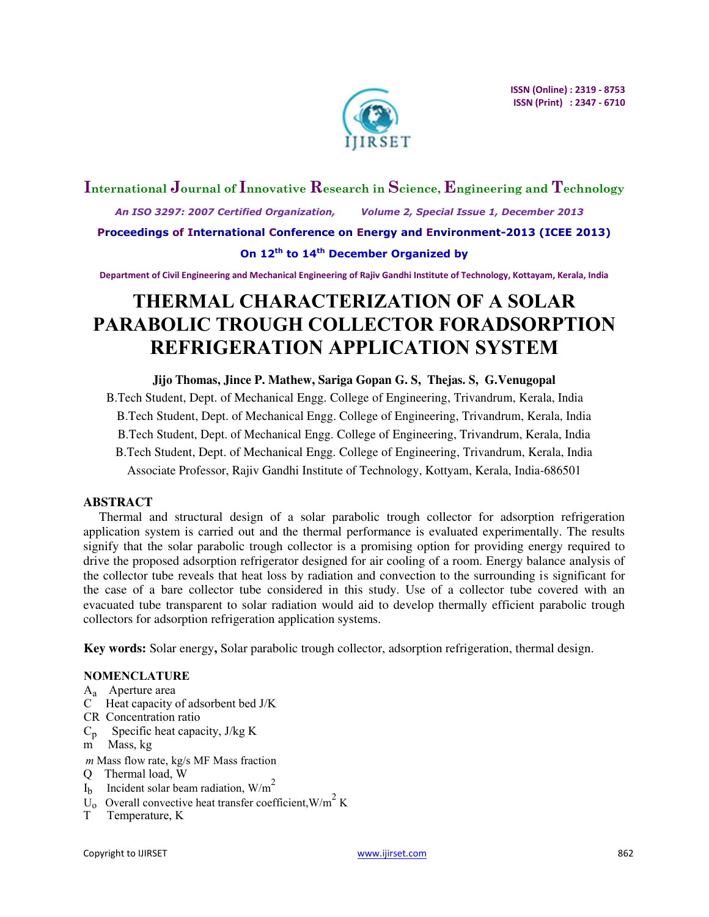# THERMAL CHARACTERIZATION OF A SOLAR PARABOLIC TROUGH COLLECTOR FORADSORPTION REFRIGERATION APPLICATION SYSTEM

**Jijo Thomas, Jince P. Mathew, Sariga Gopan G. S, Thejas. S, G.Venugopal**

B.Tech Student, Dept. of Mechanical Engg. College of Engineering, Trivandrum, Kerala, India

B.Tech Student, Dept. of Mechanical Engg. College of Engineering, Trivandrum, Kerala, India

B.Tech Student, Dept. of Mechanical Engg. College of Engineering, Trivandrum, Kerala, India

B.Tech Student, Dept. of Mechanical Engg. College of Engineering, Trivandrum, Kerala, India

Associate Professor, Rajiv Gandhi Institute of Technology, Kottyam, Kerala, India-686501

## ABSTRACT

Thermal and structural design of a solar parabolic trough collector for adsorption refrigeration application system is carried out and the thermal performance is evaluated experimentally. The results signify that the solar parabolic trough collector is a promising option for providing energy required to drive the proposed adsorption refrigerator designed for air cooling of a room. Energy balance analysis of the collector tube reveals that heat loss by radiation and convection to the surrounding is significant for the case of a bare collector tube considered in this study. Use of a collector tube covered with an evacuated tube transparent to solar radiation would aid to develop thermally efficient parabolic trough collectors for adsorption refrigeration application systems.

**Key words:** Solar energy**,** Solar parabolic trough collector, adsorption refrigeration, thermal design.

## NOMENCLATURE

$A_a$ Aperture area

C Heat capacity of adsorbent bed J/K

CR Concentration ratio

$C_p$ Specific heat capacity, J/kg K

m Mass, kg

*m* Mass flow rate, kg/s MF Mass fraction

Q Thermal load, W

$I_b$ Incident solar beam radiation, $W/m^2$

$U_o$ Overall convective heat transfer coefficient, $W/m^2$ K

T Temperature, K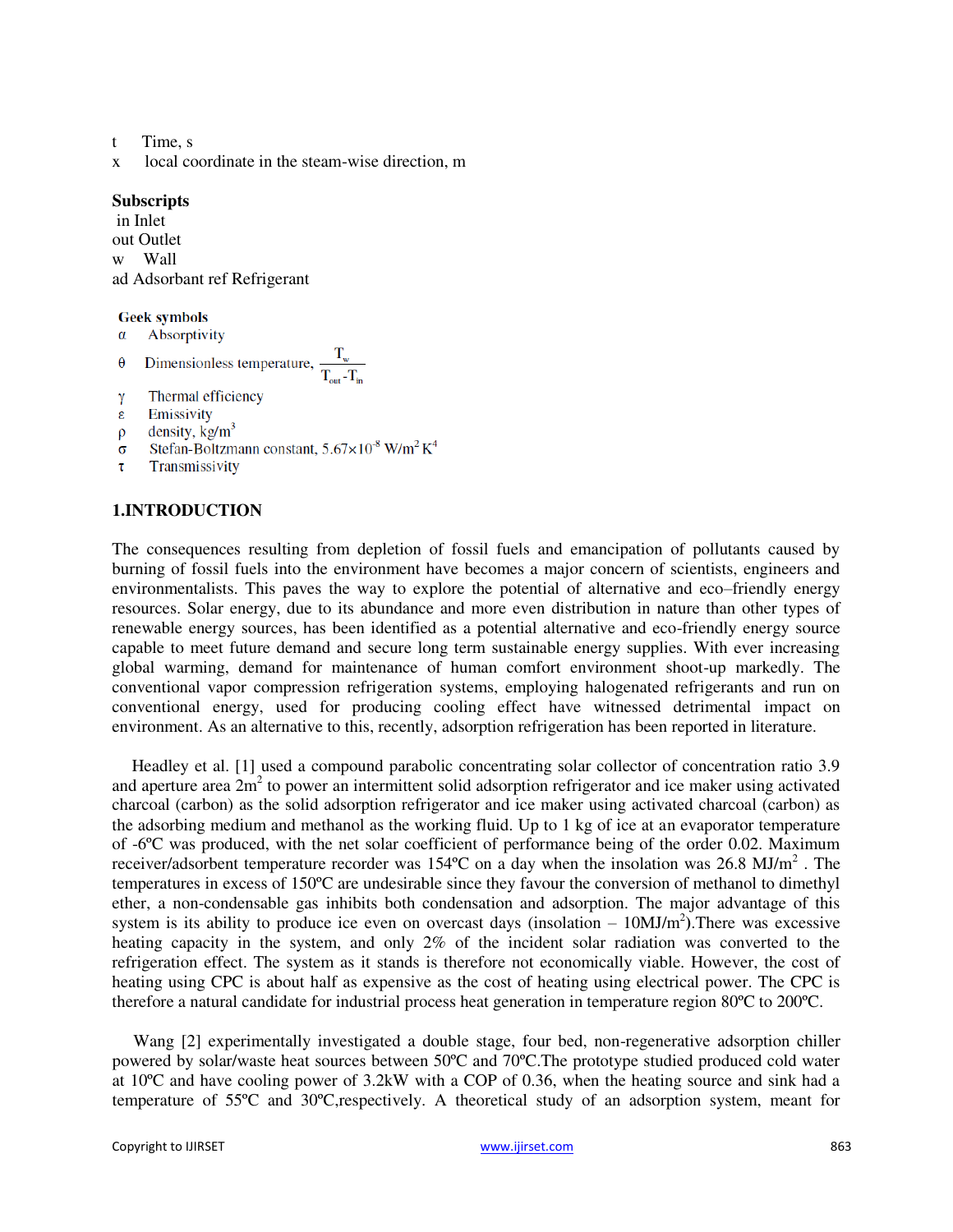t Time, s

x local coordinate in the steam-wise direction, m

**Subscripts**

in Inlet

out Outlet

w Wall

ad Adsorbant ref Refrigerant

**Geek symbols**

$\alpha$ Absorptivity

$\theta$ Dimensionless temperature, $\frac{T_w}{T_{out} - T_{in}}$

$\gamma$ Thermal efficiency

$\varepsilon$ Emissivity

$\rho$ density, $kg/m^3$

$\sigma$ Stefan-Boltzmann constant, $5.67\times10^{-8}$ $W/m^2 K^4$

$\tau$ Transmissivity

## 1.INTRODUCTION

The consequences resulting from depletion of fossil fuels and emancipation of pollutants caused by burning of fossil fuels into the environment have becomes a major concern of scientists, engineers and environmentalists. This paves the way to explore the potential of alternative and eco–friendly energy resources. Solar energy, due to its abundance and more even distribution in nature than other types of renewable energy sources, has been identified as a potential alternative and eco-friendly energy source capable to meet future demand and secure long term sustainable energy supplies. With ever increasing global warming, demand for maintenance of human comfort environment shoot-up markedly. The conventional vapor compression refrigeration systems, employing halogenated refrigerants and run on conventional energy, used for producing cooling effect have witnessed detrimental impact on environment. As an alternative to this, recently, adsorption refrigeration has been reported in literature.

Headley et al. [1] used a compound parabolic concentrating solar collector of concentration ratio 3.9 and aperture area $2m^2$ to power an intermittent solid adsorption refrigerator and ice maker using activated charcoal (carbon) as the solid adsorption refrigerator and ice maker using activated charcoal (carbon) as the adsorbing medium and methanol as the working fluid. Up to 1 kg of ice at an evaporator temperature of -6ºC was produced, with the net solar coefficient of performance being of the order 0.02. Maximum receiver/adsorbent temperature recorder was 154ºC on a day when the insolation was $26.8\ MJ/m^2$ . The temperatures in excess of 150ºC are undesirable since they favour the conversion of methanol to dimethyl ether, a non-condensable gas inhibits both condensation and adsorption. The major advantage of this system is its ability to produce ice even on overcast days (insolation – $10MJ/m^2$).There was excessive heating capacity in the system, and only 2% of the incident solar radiation was converted to the refrigeration effect. The system as it stands is therefore not economically viable. However, the cost of heating using CPC is about half as expensive as the cost of heating using electrical power. The CPC is therefore a natural candidate for industrial process heat generation in temperature region 80ºC to 200ºC.

Wang [2] experimentally investigated a double stage, four bed, non-regenerative adsorption chiller powered by solar/waste heat sources between 50ºC and 70ºC.The prototype studied produced cold water at 10ºC and have cooling power of 3.2kW with a COP of 0.36, when the heating source and sink had a temperature of 55ºC and 30ºC,respectively. A theoretical study of an adsorption system, meant for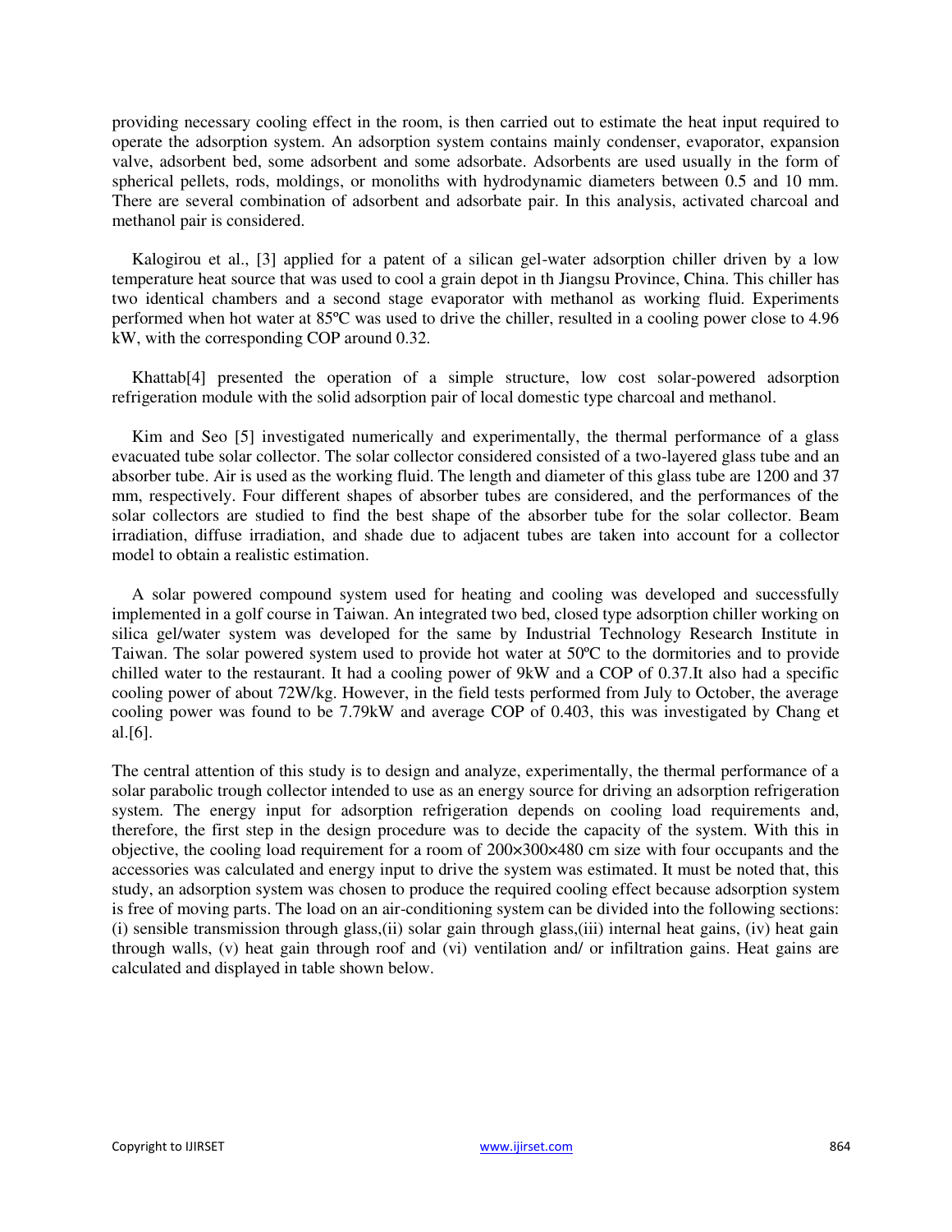providing necessary cooling effect in the room, is then carried out to estimate the heat input required to operate the adsorption system. An adsorption system contains mainly condenser, evaporator, expansion valve, adsorbent bed, some adsorbent and some adsorbate. Adsorbents are used usually in the form of spherical pellets, rods, moldings, or monoliths with hydrodynamic diameters between 0.5 and 10 mm. There are several combination of adsorbent and adsorbate pair. In this analysis, activated charcoal and methanol pair is considered.

Kalogirou et al., [3] applied for a patent of a silican gel-water adsorption chiller driven by a low temperature heat source that was used to cool a grain depot in th Jiangsu Province, China. This chiller has two identical chambers and a second stage evaporator with methanol as working fluid. Experiments performed when hot water at 85ºC was used to drive the chiller, resulted in a cooling power close to 4.96 kW, with the corresponding COP around 0.32.

Khattab[4] presented the operation of a simple structure, low cost solar-powered adsorption refrigeration module with the solid adsorption pair of local domestic type charcoal and methanol.

Kim and Seo [5] investigated numerically and experimentally, the thermal performance of a glass evacuated tube solar collector. The solar collector considered consisted of a two-layered glass tube and an absorber tube. Air is used as the working fluid. The length and diameter of this glass tube are 1200 and 37 mm, respectively. Four different shapes of absorber tubes are considered, and the performances of the solar collectors are studied to find the best shape of the absorber tube for the solar collector. Beam irradiation, diffuse irradiation, and shade due to adjacent tubes are taken into account for a collector model to obtain a realistic estimation.

A solar powered compound system used for heating and cooling was developed and successfully implemented in a golf course in Taiwan. An integrated two bed, closed type adsorption chiller working on silica gel/water system was developed for the same by Industrial Technology Research Institute in Taiwan. The solar powered system used to provide hot water at 50ºC to the dormitories and to provide chilled water to the restaurant. It had a cooling power of 9kW and a COP of 0.37.It also had a specific cooling power of about 72W/kg. However, in the field tests performed from July to October, the average cooling power was found to be 7.79kW and average COP of 0.403, this was investigated by Chang et al.[6].

The central attention of this study is to design and analyze, experimentally, the thermal performance of a solar parabolic trough collector intended to use as an energy source for driving an adsorption refrigeration system. The energy input for adsorption refrigeration depends on cooling load requirements and, therefore, the first step in the design procedure was to decide the capacity of the system. With this in objective, the cooling load requirement for a room of 200×300×480 cm size with four occupants and the accessories was calculated and energy input to drive the system was estimated. It must be noted that, this study, an adsorption system was chosen to produce the required cooling effect because adsorption system is free of moving parts. The load on an air-conditioning system can be divided into the following sections: (i) sensible transmission through glass,(ii) solar gain through glass,(iii) internal heat gains, (iv) heat gain through walls, (v) heat gain through roof and (vi) ventilation and/ or infiltration gains. Heat gains are calculated and displayed in table shown below.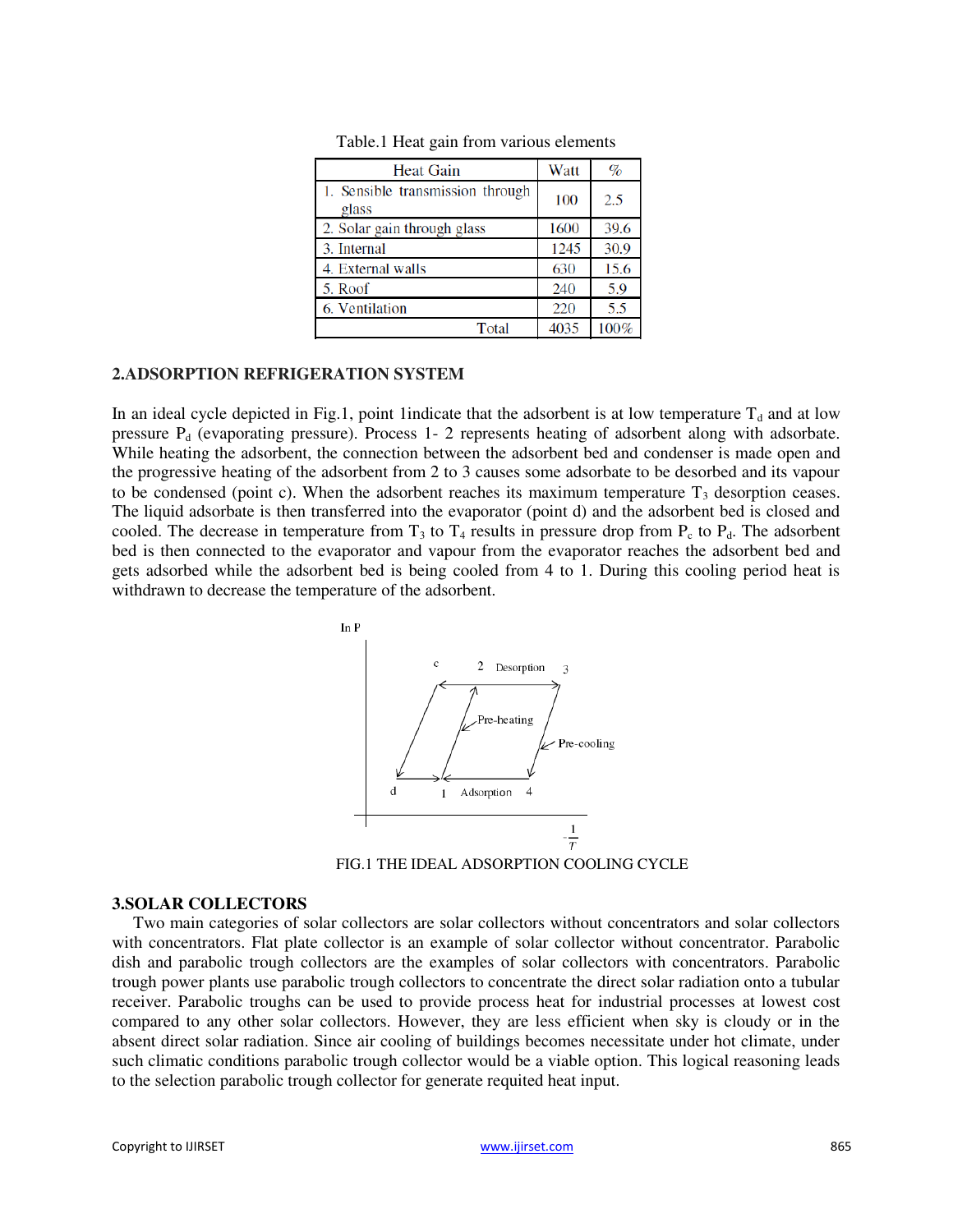Table.1 Heat gain from various elements

| Heat Gain | Watt | % |
|---|---|---|
| 1. Sensible transmission through glass | 100 | 2.5 |
| 2. Solar gain through glass | 1600 | 39.6 |
| 3. Internal | 1245 | 30.9 |
| 4. External walls | 630 | 15.6 |
| 5. Roof | 240 | 5.9 |
| 6. Ventilation | 220 | 5.5 |
| Total | 4035 | 100% |

## 2.ADSORPTION REFRIGERATION SYSTEM

In an ideal cycle depicted in Fig.1, point 1indicate that the adsorbent is at low temperature $T_d$ and at low pressure $P_d$ (evaporating pressure). Process 1- 2 represents heating of adsorbent along with adsorbate. While heating the adsorbent, the connection between the adsorbent bed and condenser is made open and the progressive heating of the adsorbent from 2 to 3 causes some adsorbate to be desorbed and its vapour to be condensed (point c). When the adsorbent reaches its maximum temperature $T_3$ desorption ceases. The liquid adsorbate is then transferred into the evaporator (point d) and the adsorbent bed is closed and cooled. The decrease in temperature from $T_3$ to $T_4$ results in pressure drop from $P_c$ to $P_d$. The adsorbent bed is then connected to the evaporator and vapour from the evaporator reaches the adsorbent bed and gets adsorbed while the adsorbent bed is being cooled from 4 to 1. During this cooling period heat is withdrawn to decrease the temperature of the adsorbent.

FIG.1 THE IDEAL ADSORPTION COOLING CYCLE

## 3.SOLAR COLLECTORS

Two main categories of solar collectors are solar collectors without concentrators and solar collectors with concentrators. Flat plate collector is an example of solar collector without concentrator. Parabolic dish and parabolic trough collectors are the examples of solar collectors with concentrators. Parabolic trough power plants use parabolic trough collectors to concentrate the direct solar radiation onto a tubular receiver. Parabolic troughs can be used to provide process heat for industrial processes at lowest cost compared to any other solar collectors. However, they are less efficient when sky is cloudy or in the absent direct solar radiation. Since air cooling of buildings becomes necessitate under hot climate, under such climatic conditions parabolic trough collector would be a viable option. This logical reasoning leads to the selection parabolic trough collector for generate requited heat input.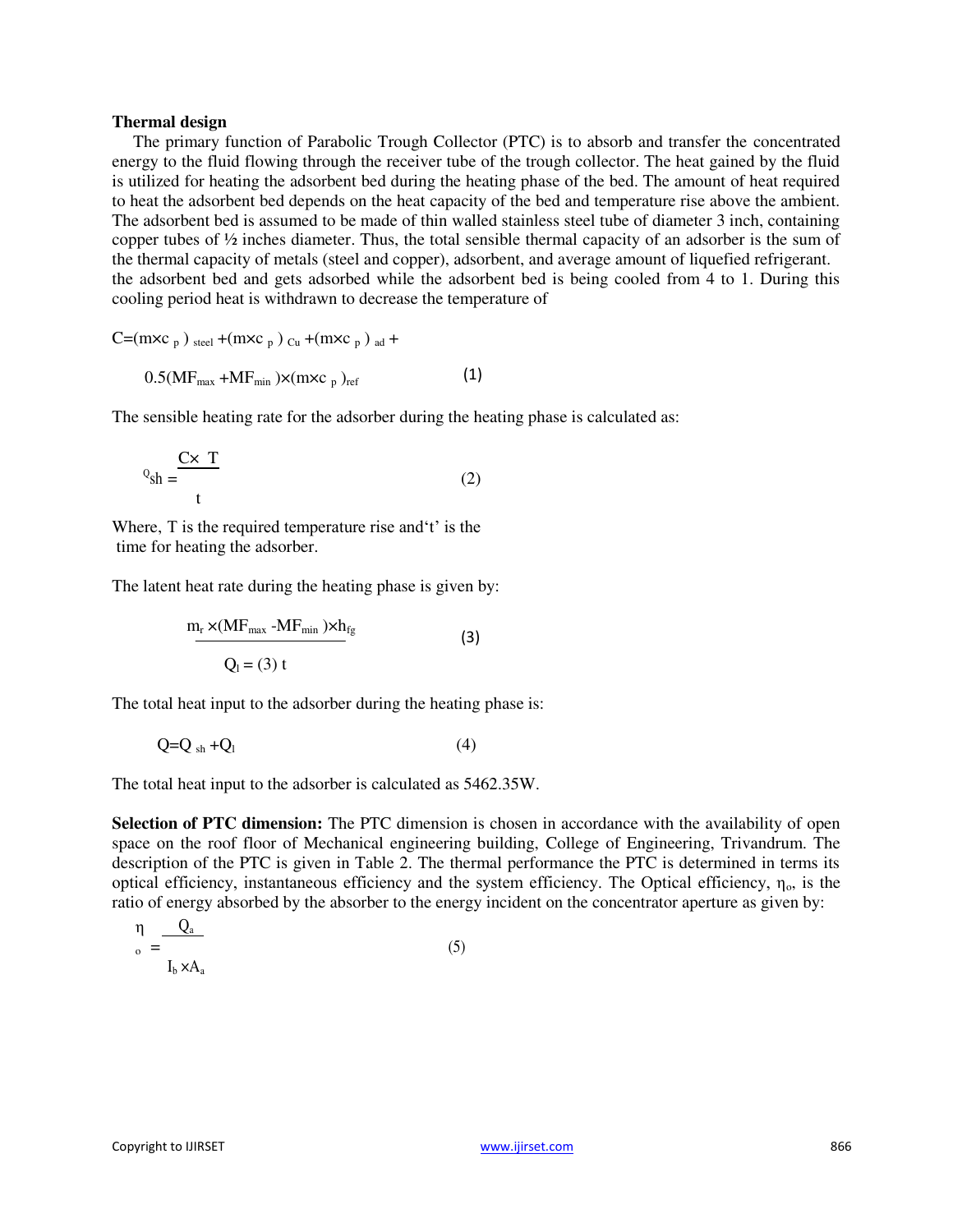**Thermal design**

The primary function of Parabolic Trough Collector (PTC) is to absorb and transfer the concentrated energy to the fluid flowing through the receiver tube of the trough collector. The heat gained by the fluid is utilized for heating the adsorbent bed during the heating phase of the bed. The amount of heat required to heat the adsorbent bed depends on the heat capacity of the bed and temperature rise above the ambient. The adsorbent bed is assumed to be made of thin walled stainless steel tube of diameter 3 inch, containing copper tubes of ½ inches diameter. Thus, the total sensible thermal capacity of an adsorber is the sum of the thermal capacity of metals (steel and copper), adsorbent, and average amount of liquefied refrigerant. the adsorbent bed and gets adsorbed while the adsorbent bed is being cooled from 4 to 1. During this cooling period heat is withdrawn to decrease the temperature of

$$C=(m\times c_p)_{steel}+(m\times c_p)_{Cu}+(m\times c_p)_{ad}+0.5(MF_{max}+MF_{min})\times(m\times c_p)_{ref} \quad (1)$$

The sensible heating rate for the adsorber during the heating phase is calculated as:

$$Q_{sh}=\frac{C\times T}{t} \quad (2)$$

Where, T is the required temperature rise and't' is the time for heating the adsorber.

The latent heat rate during the heating phase is given by:

$$Q_l=\frac{m_r\times(MF_{max}-MF_{min})\times h_{fg}}{t} \quad (3)$$

The total heat input to the adsorber during the heating phase is:

$$Q=Q_{sh}+Q_l \quad (4)$$

The total heat input to the adsorber is calculated as 5462.35W.

**Selection of PTC dimension:** The PTC dimension is chosen in accordance with the availability of open space on the roof floor of Mechanical engineering building, College of Engineering, Trivandrum. The description of the PTC is given in Table 2. The thermal performance the PTC is determined in terms its optical efficiency, instantaneous efficiency and the system efficiency. The Optical efficiency, $\eta_o$, is the ratio of energy absorbed by the absorber to the energy incident on the concentrator aperture as given by:

$$\eta_o=\frac{Q_a}{I_b\times A_a} \quad (5)$$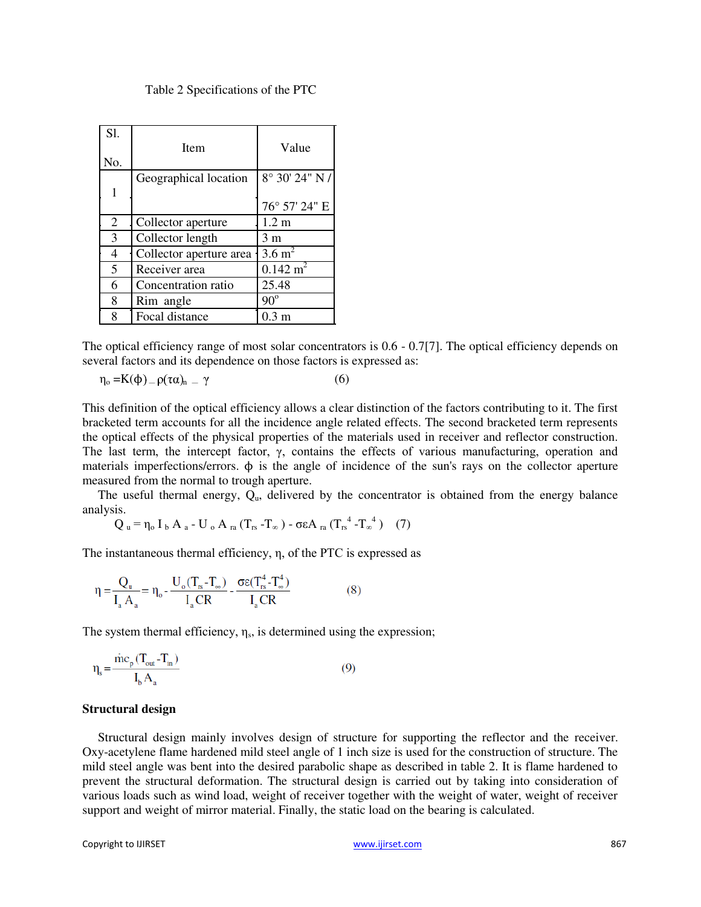Table 2 Specifications of the PTC

| Sl. No. | Item | Value |
|---|---|---|
| 1 | Geographical location | 8° 30' 24" N / 76° 57' 24" E |
| 2 | Collector aperture | 1.2 m |
| 3 | Collector length | 3 m |
| 4 | Collector aperture area | 3.6 $m^2$ |
| 5 | Receiver area | 0.142 $m^2$ |
| 6 | Concentration ratio | 25.48 |
| 8 | Rim angle | $90^o$ |
| 8 | Focal distance | 0.3 m |

The optical efficiency range of most solar concentrators is 0.6 - 0.7[7]. The optical efficiency depends on several factors and its dependence on those factors is expressed as:

$$\eta_o = K(\phi)_{-} \rho(\tau\alpha)_n \,_{-}\, \gamma \qquad (6)$$

This definition of the optical efficiency allows a clear distinction of the factors contributing to it. The first bracketed term accounts for all the incidence angle related effects. The second bracketed term represents the optical effects of the physical properties of the materials used in receiver and reflector construction. The last term, the intercept factor, $\gamma$, contains the effects of various manufacturing, operation and materials imperfections/errors. $\phi$ is the angle of incidence of the sun's rays on the collector aperture measured from the normal to trough aperture.

The useful thermal energy, $Q_u$, delivered by the concentrator is obtained from the energy balance analysis.

$$Q_u = \eta_o I_b A_a - U_o A_{ra} (T_{rs} - T_\infty) - \sigma\varepsilon A_{ra} (T_{rs}^4 - T_\infty^4) \qquad (7)$$

The instantaneous thermal efficiency, $\eta$, of the PTC is expressed as

$$\eta = \frac{Q_u}{I_a A_a} = \eta_o - \frac{U_o(T_{rs} - T_\infty)}{I_a CR} - \frac{\sigma\varepsilon(T_{rs}^4 - T_\infty^4)}{I_a CR} \qquad (8)$$

The system thermal efficiency, $\eta_s$, is determined using the expression;

$$\eta_s = \frac{\dot{m} c_p (T_{out} - T_{in})}{I_b A_a} \qquad (9)$$

**Structural design**

Structural design mainly involves design of structure for supporting the reflector and the receiver. Oxy-acetylene flame hardened mild steel angle of 1 inch size is used for the construction of structure. The mild steel angle was bent into the desired parabolic shape as described in table 2. It is flame hardened to prevent the structural deformation. The structural design is carried out by taking into consideration of various loads such as wind load, weight of receiver together with the weight of water, weight of receiver support and weight of mirror material. Finally, the static load on the bearing is calculated.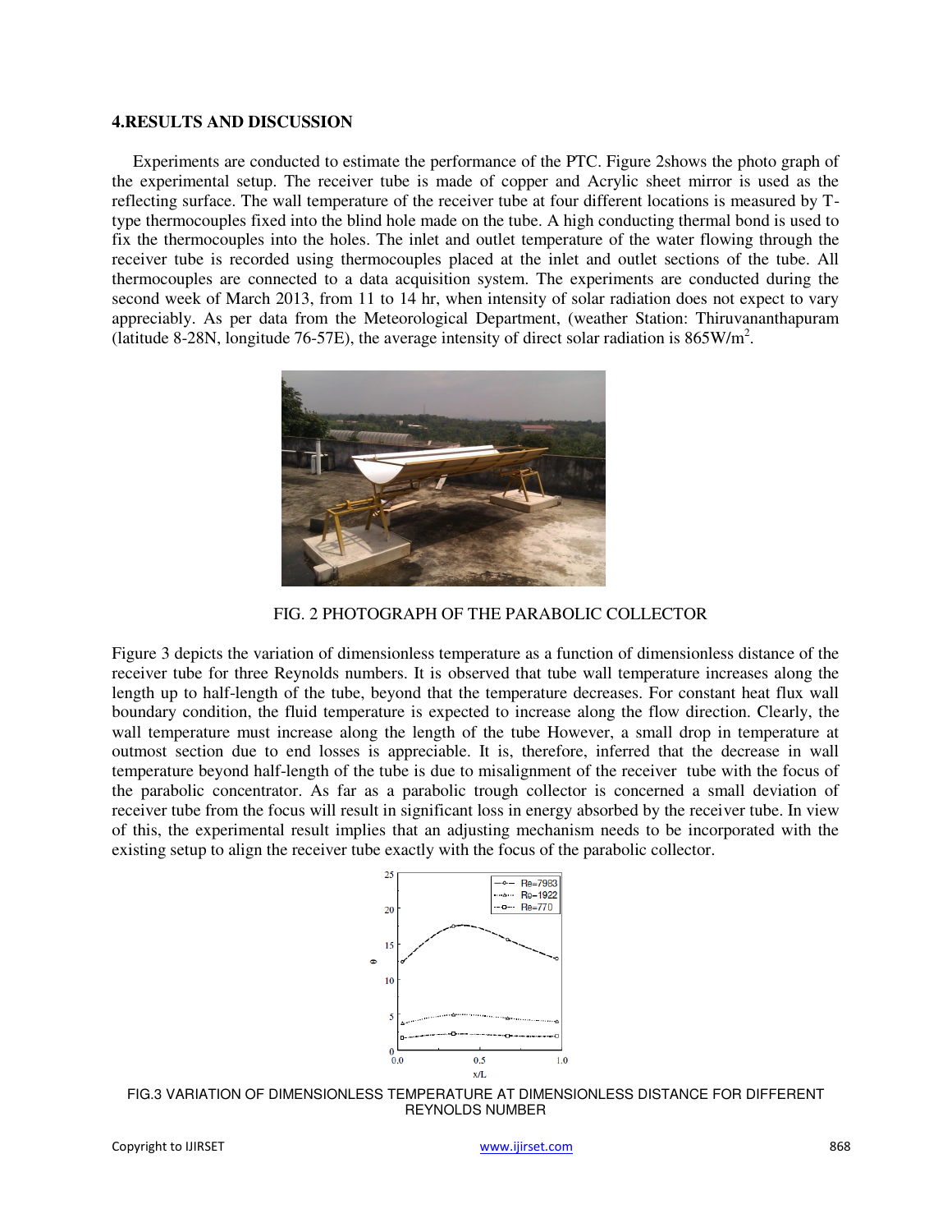## 4.RESULTS AND DISCUSSION

Experiments are conducted to estimate the performance of the PTC. Figure 2shows the photo graph of the experimental setup. The receiver tube is made of copper and Acrylic sheet mirror is used as the reflecting surface. The wall temperature of the receiver tube at four different locations is measured by T-type thermocouples fixed into the blind hole made on the tube. A high conducting thermal bond is used to fix the thermocouples into the holes. The inlet and outlet temperature of the water flowing through the receiver tube is recorded using thermocouples placed at the inlet and outlet sections of the tube. All thermocouples are connected to a data acquisition system. The experiments are conducted during the second week of March 2013, from 11 to 14 hr, when intensity of solar radiation does not expect to vary appreciably. As per data from the Meteorological Department, (weather Station: Thiruvananthapuram (latitude 8-28N, longitude 76-57E), the average intensity of direct solar radiation is 865W/m$^2$.

FIG. 2 PHOTOGRAPH OF THE PARABOLIC COLLECTOR

Figure 3 depicts the variation of dimensionless temperature as a function of dimensionless distance of the receiver tube for three Reynolds numbers. It is observed that tube wall temperature increases along the length up to half-length of the tube, beyond that the temperature decreases. For constant heat flux wall boundary condition, the fluid temperature is expected to increase along the flow direction. Clearly, the wall temperature must increase along the length of the tube However, a small drop in temperature at outmost section due to end losses is appreciable. It is, therefore, inferred that the decrease in wall temperature beyond half-length of the tube is due to misalignment of the receiver tube with the focus of the parabolic concentrator. As far as a parabolic trough collector is concerned a small deviation of receiver tube from the focus will result in significant loss in energy absorbed by the receiver tube. In view of this, the experimental result implies that an adjusting mechanism needs to be incorporated with the existing setup to align the receiver tube exactly with the focus of the parabolic collector.

FIG.3 VARIATION OF DIMENSIONLESS TEMPERATURE AT DIMENSIONLESS DISTANCE FOR DIFFERENT REYNOLDS NUMBER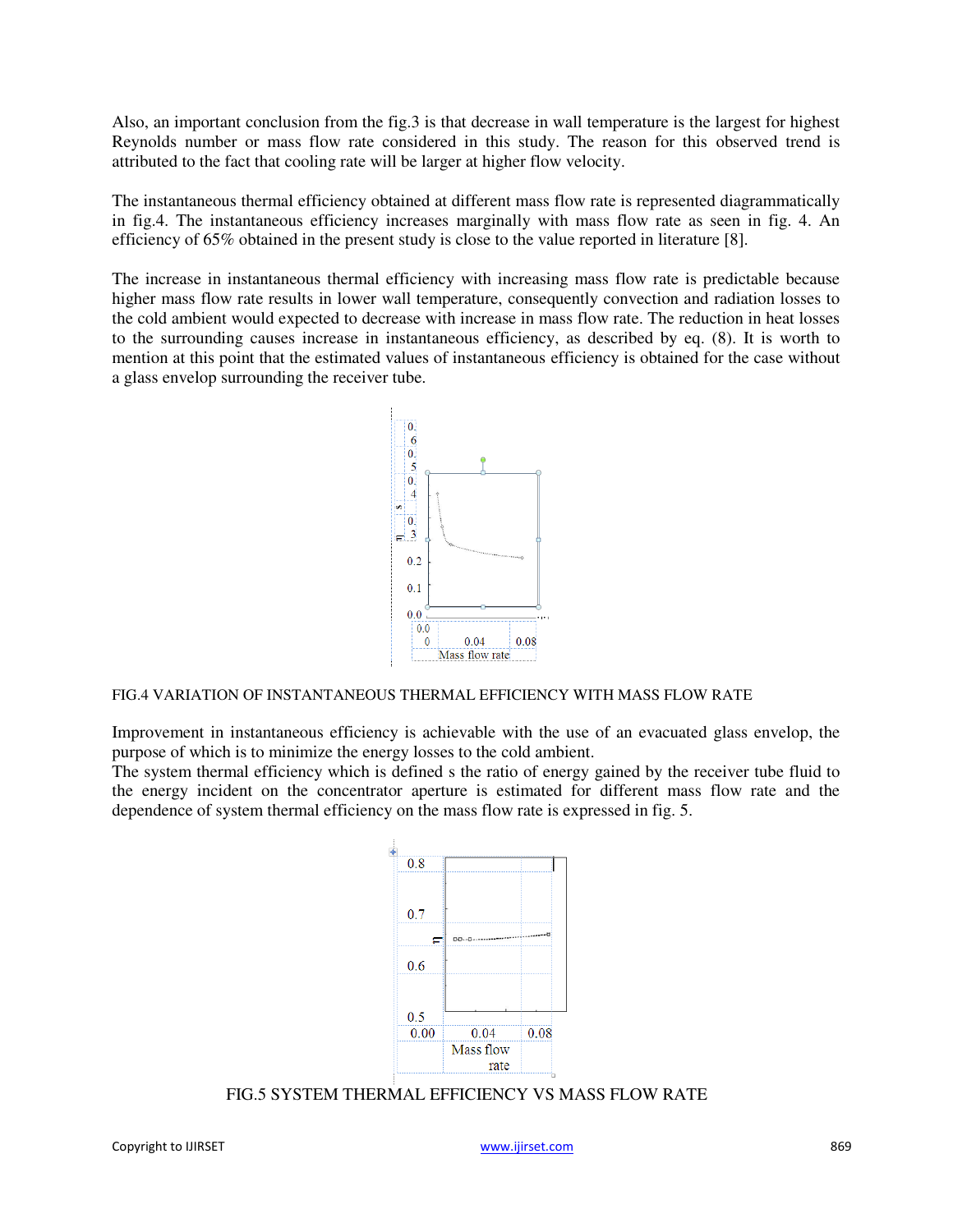Also, an important conclusion from the fig.3 is that decrease in wall temperature is the largest for highest Reynolds number or mass flow rate considered in this study. The reason for this observed trend is attributed to the fact that cooling rate will be larger at higher flow velocity.

The instantaneous thermal efficiency obtained at different mass flow rate is represented diagrammatically in fig.4. The instantaneous efficiency increases marginally with mass flow rate as seen in fig. 4. An efficiency of 65% obtained in the present study is close to the value reported in literature [8].

The increase in instantaneous thermal efficiency with increasing mass flow rate is predictable because higher mass flow rate results in lower wall temperature, consequently convection and radiation losses to the cold ambient would expected to decrease with increase in mass flow rate. The reduction in heat losses to the surrounding causes increase in instantaneous efficiency, as described by eq. (8). It is worth to mention at this point that the estimated values of instantaneous efficiency is obtained for the case without a glass envelop surrounding the receiver tube.

FIG.4 VARIATION OF INSTANTANEOUS THERMAL EFFICIENCY WITH MASS FLOW RATE

Improvement in instantaneous efficiency is achievable with the use of an evacuated glass envelop, the purpose of which is to minimize the energy losses to the cold ambient.
The system thermal efficiency which is defined s the ratio of energy gained by the receiver tube fluid to the energy incident on the concentrator aperture is estimated for different mass flow rate and the dependence of system thermal efficiency on the mass flow rate is expressed in fig. 5.

FIG.5 SYSTEM THERMAL EFFICIENCY VS MASS FLOW RATE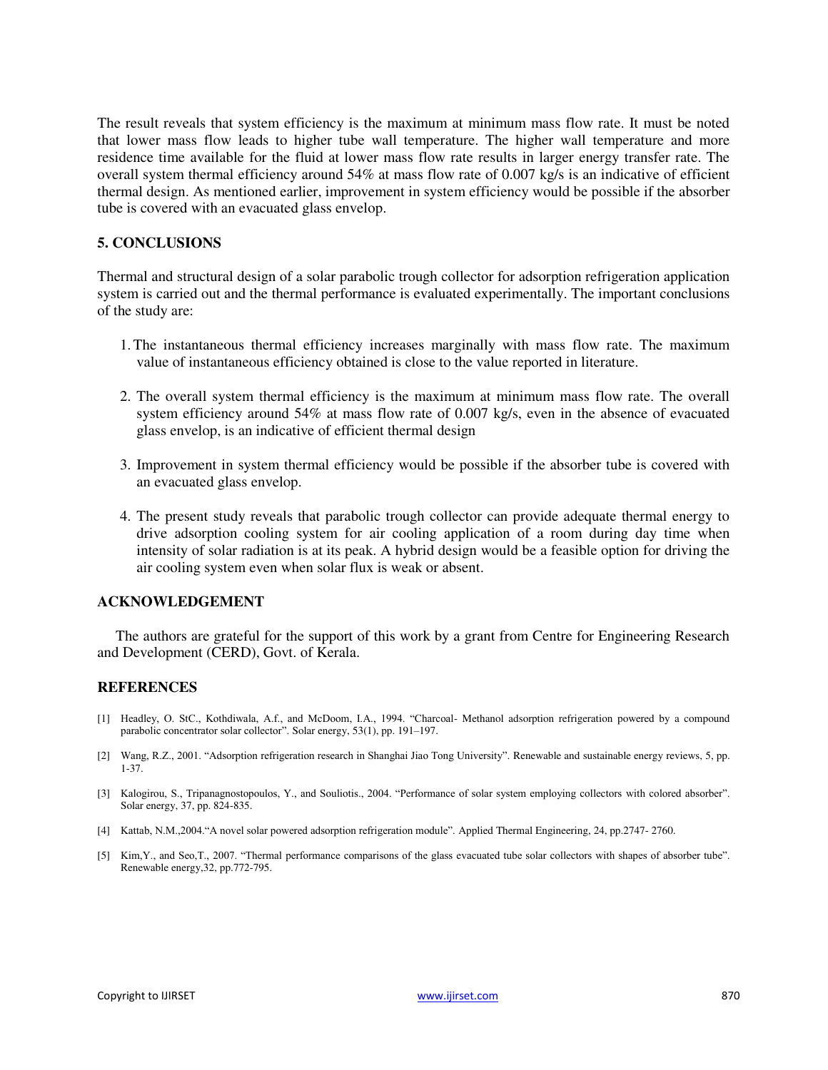The result reveals that system efficiency is the maximum at minimum mass flow rate. It must be noted that lower mass flow leads to higher tube wall temperature. The higher wall temperature and more residence time available for the fluid at lower mass flow rate results in larger energy transfer rate. The overall system thermal efficiency around 54% at mass flow rate of 0.007 kg/s is an indicative of efficient thermal design. As mentioned earlier, improvement in system efficiency would be possible if the absorber tube is covered with an evacuated glass envelop.

## 5. CONCLUSIONS

Thermal and structural design of a solar parabolic trough collector for adsorption refrigeration application system is carried out and the thermal performance is evaluated experimentally. The important conclusions of the study are:

1. The instantaneous thermal efficiency increases marginally with mass flow rate. The maximum value of instantaneous efficiency obtained is close to the value reported in literature.

2. The overall system thermal efficiency is the maximum at minimum mass flow rate. The overall system efficiency around 54% at mass flow rate of 0.007 kg/s, even in the absence of evacuated glass envelop, is an indicative of efficient thermal design

3. Improvement in system thermal efficiency would be possible if the absorber tube is covered with an evacuated glass envelop.

4. The present study reveals that parabolic trough collector can provide adequate thermal energy to drive adsorption cooling system for air cooling application of a room during day time when intensity of solar radiation is at its peak. A hybrid design would be a feasible option for driving the air cooling system even when solar flux is weak or absent.

## ACKNOWLEDGEMENT

The authors are grateful for the support of this work by a grant from Centre for Engineering Research and Development (CERD), Govt. of Kerala.

## REFERENCES

[1] Headley, O. StC., Kothdiwala, A.f., and McDoom, I.A., 1994. "Charcoal- Methanol adsorption refrigeration powered by a compound parabolic concentrator solar collector". Solar energy, 53(1), pp. 191–197.

[2] Wang, R.Z., 2001. "Adsorption refrigeration research in Shanghai Jiao Tong University". Renewable and sustainable energy reviews, 5, pp. 1-37.

[3] Kalogirou, S., Tripanagnostopoulos, Y., and Souliotis., 2004. "Performance of solar system employing collectors with colored absorber". Solar energy, 37, pp. 824-835.

[4] Kattab, N.M.,2004."A novel solar powered adsorption refrigeration module". Applied Thermal Engineering, 24, pp.2747- 2760.

[5] Kim,Y., and Seo,T., 2007. "Thermal performance comparisons of the glass evacuated tube solar collectors with shapes of absorber tube". Renewable energy,32, pp.772-795.